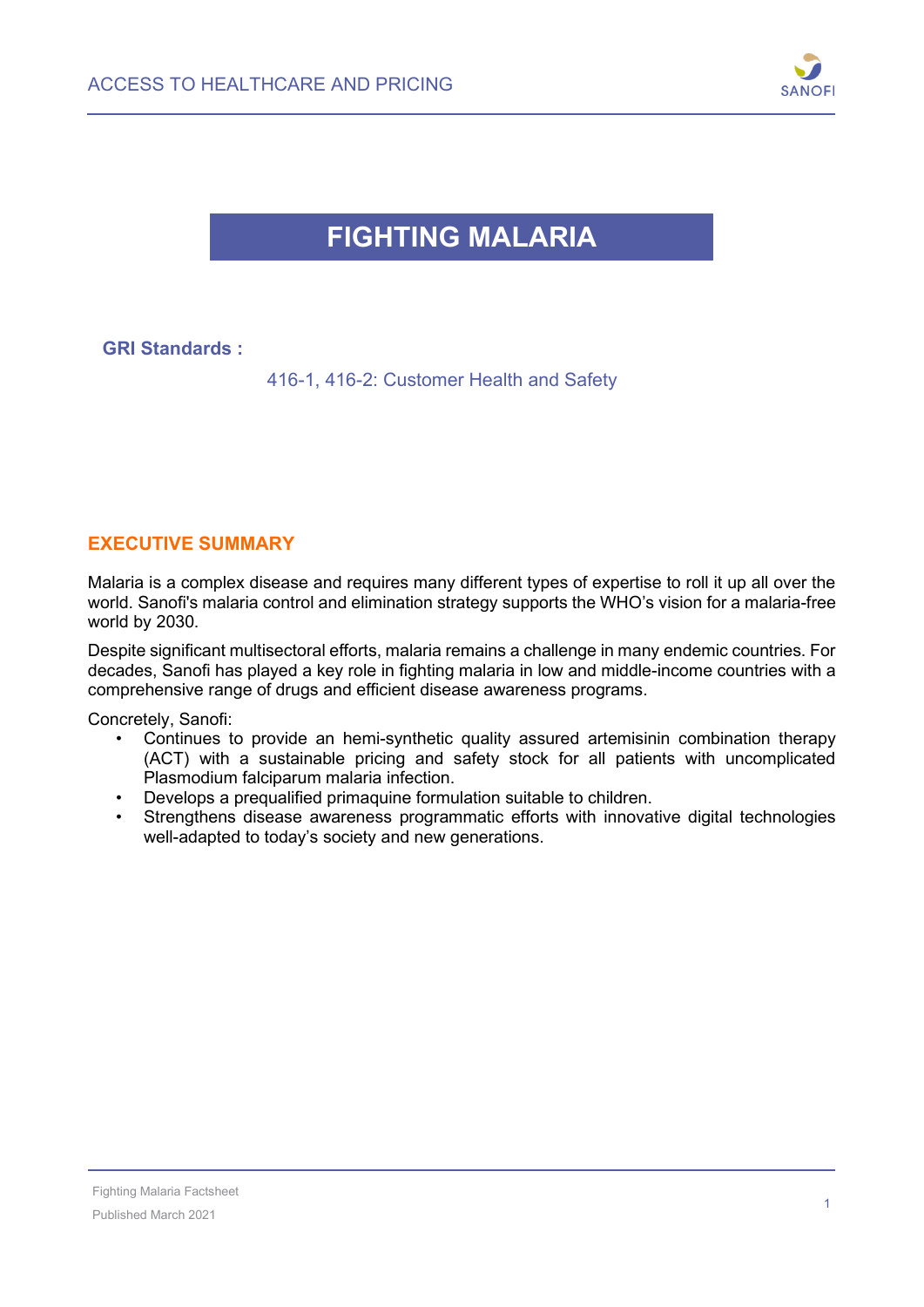# FIGHTING MALARIA

**GRI Standards :**

416-1, 416-2: Customer Health and Safety

## EXECUTIVE SUMMARY

Malaria is a complex disease and requires many different types of expertise to roll it up all over the world. Sanofi's malaria control and elimination strategy supports the WHO's vision for a malaria-free world by 2030.

Despite significant multisectoral efforts, malaria remains a challenge in many endemic countries. For decades, Sanofi has played a key role in fighting malaria in low and middle-income countries with a comprehensive range of drugs and efficient disease awareness programs.

Concretely, Sanofi:

- Continues to provide an hemi-synthetic quality assured artemisinin combination therapy (ACT) with a sustainable pricing and safety stock for all patients with uncomplicated Plasmodium falciparum malaria infection.
- Develops a prequalified primaquine formulation suitable to children.
- Strengthens disease awareness programmatic efforts with innovative digital technologies well-adapted to today's society and new generations.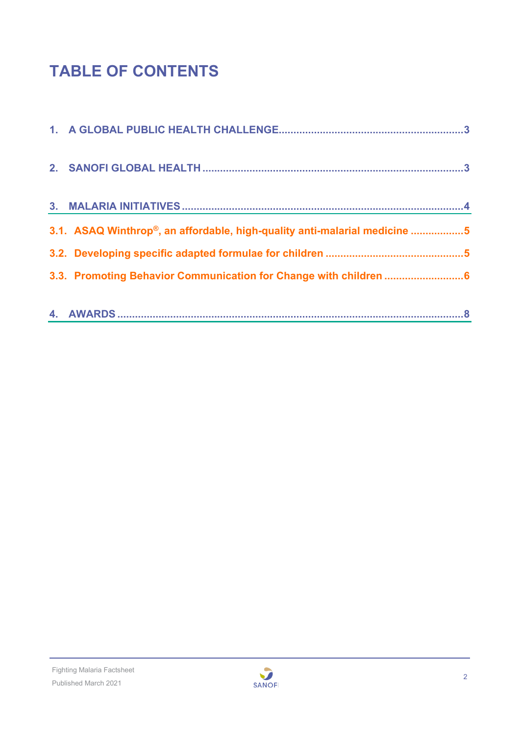# TABLE OF CONTENTS

1. A GLOBAL PUBLIC HEALTH CHALLENGE ............................................................ 3

2. SANOFI GLOBAL HEALTH ........................................................................................ 3

3. MALARIA INITIATIVES ............................................................................................. 4

3.1. ASAQ Winthrop®, an affordable, high-quality anti-malarial medicine .................. 5

3.2. Developing specific adapted formulae for children ............................................... 5

3.3. Promoting Behavior Communication for Change with children ........................... 6

4. AWARDS ..................................................................................................................... 8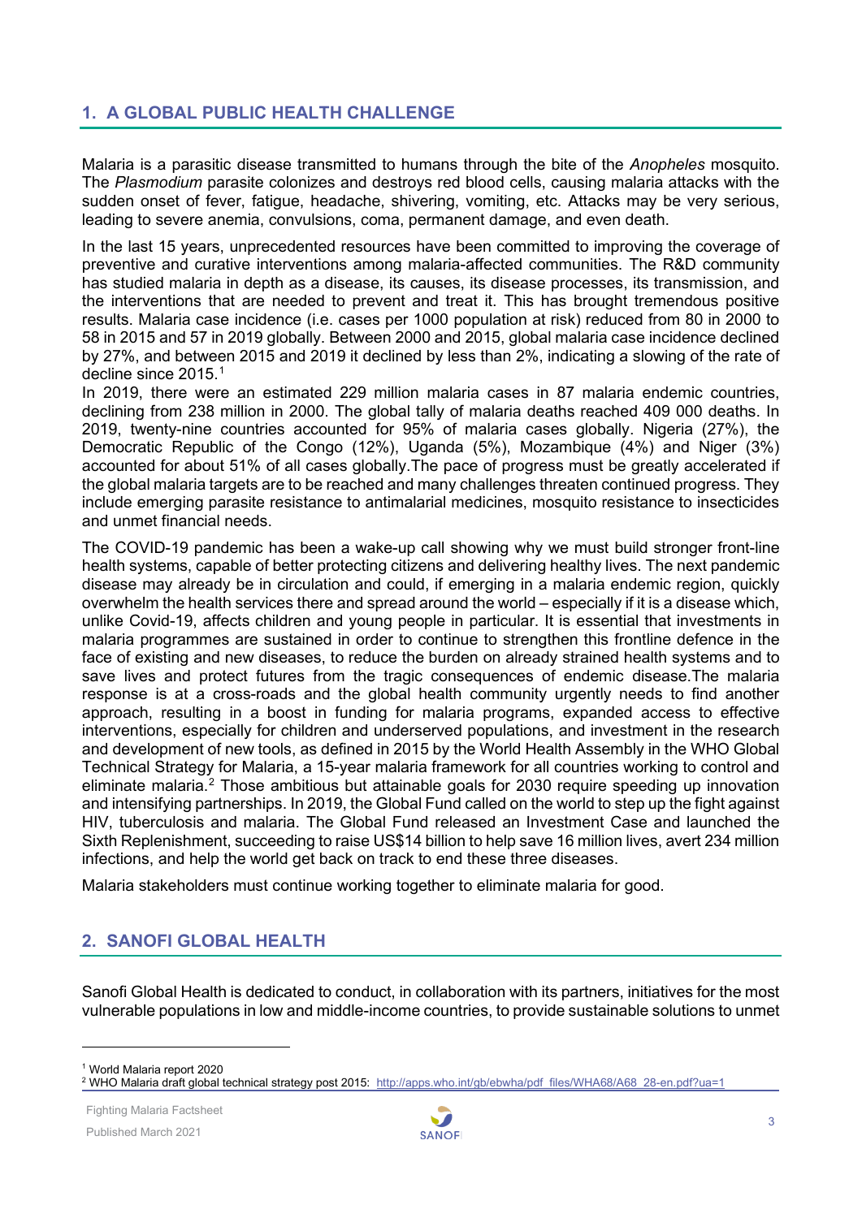## 1. A GLOBAL PUBLIC HEALTH CHALLENGE

Malaria is a parasitic disease transmitted to humans through the bite of the *Anopheles* mosquito. The *Plasmodium* parasite colonizes and destroys red blood cells, causing malaria attacks with the sudden onset of fever, fatigue, headache, shivering, vomiting, etc. Attacks may be very serious, leading to severe anemia, convulsions, coma, permanent damage, and even death.

In the last 15 years, unprecedented resources have been committed to improving the coverage of preventive and curative interventions among malaria-affected communities. The R&D community has studied malaria in depth as a disease, its causes, its disease processes, its transmission, and the interventions that are needed to prevent and treat it. This has brought tremendous positive results. Malaria case incidence (i.e. cases per 1000 population at risk) reduced from 80 in 2000 to 58 in 2015 and 57 in 2019 globally. Between 2000 and 2015, global malaria case incidence declined by 27%, and between 2015 and 2019 it declined by less than 2%, indicating a slowing of the rate of decline since 2015.[1]

In 2019, there were an estimated 229 million malaria cases in 87 malaria endemic countries, declining from 238 million in 2000. The global tally of malaria deaths reached 409 000 deaths. In 2019, twenty-nine countries accounted for 95% of malaria cases globally. Nigeria (27%), the Democratic Republic of the Congo (12%), Uganda (5%), Mozambique (4%) and Niger (3%) accounted for about 51% of all cases globally.The pace of progress must be greatly accelerated if the global malaria targets are to be reached and many challenges threaten continued progress. They include emerging parasite resistance to antimalarial medicines, mosquito resistance to insecticides and unmet financial needs.

The COVID-19 pandemic has been a wake-up call showing why we must build stronger front-line health systems, capable of better protecting citizens and delivering healthy lives. The next pandemic disease may already be in circulation and could, if emerging in a malaria endemic region, quickly overwhelm the health services there and spread around the world – especially if it is a disease which, unlike Covid-19, affects children and young people in particular. It is essential that investments in malaria programmes are sustained in order to continue to strengthen this frontline defence in the face of existing and new diseases, to reduce the burden on already strained health systems and to save lives and protect futures from the tragic consequences of endemic disease.The malaria response is at a cross-roads and the global health community urgently needs to find another approach, resulting in a boost in funding for malaria programs, expanded access to effective interventions, especially for children and underserved populations, and investment in the research and development of new tools, as defined in 2015 by the World Health Assembly in the WHO Global Technical Strategy for Malaria, a 15-year malaria framework for all countries working to control and eliminate malaria.[2] Those ambitious but attainable goals for 2030 require speeding up innovation and intensifying partnerships. In 2019, the Global Fund called on the world to step up the fight against HIV, tuberculosis and malaria. The Global Fund released an Investment Case and launched the Sixth Replenishment, succeeding to raise US$14 billion to help save 16 million lives, avert 234 million infections, and help the world get back on track to end these three diseases.

Malaria stakeholders must continue working together to eliminate malaria for good.

## 2. SANOFI GLOBAL HEALTH

Sanofi Global Health is dedicated to conduct, in collaboration with its partners, initiatives for the most vulnerable populations in low and middle-income countries, to provide sustainable solutions to unmet

---

[1] World Malaria report 2020

[2] WHO Malaria draft global technical strategy post 2015: http://apps.who.int/gb/ebwha/pdf_files/WHA68/A68_28-en.pdf?ua=1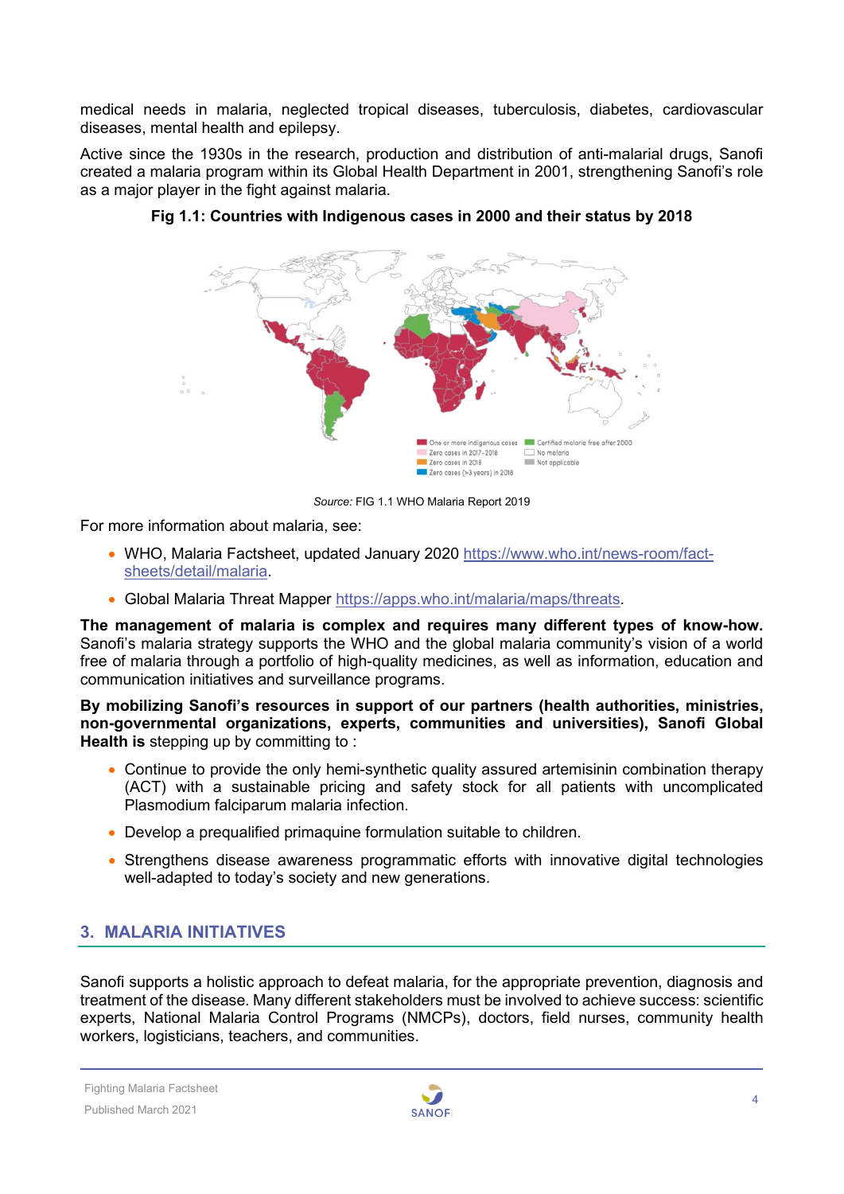medical needs in malaria, neglected tropical diseases, tuberculosis, diabetes, cardiovascular diseases, mental health and epilepsy.

Active since the 1930s in the research, production and distribution of anti-malarial drugs, Sanofi created a malaria program within its Global Health Department in 2001, strengthening Sanofi's role as a major player in the fight against malaria.

**Fig 1.1: Countries with Indigenous cases in 2000 and their status by 2018**

One or more indigenous cases
Zero cases in 2017–2018
Zero cases in 2018
Zero cases (>3 years) in 2018
Certified malaria free after 2000
No malaria
Not applicable

*Source:* FIG 1.1 WHO Malaria Report 2019

For more information about malaria, see:

- WHO, Malaria Factsheet, updated January 2020 https://www.who.int/news-room/fact-sheets/detail/malaria.
- Global Malaria Threat Mapper https://apps.who.int/malaria/maps/threats.

**The management of malaria is complex and requires many different types of know-how.** Sanofi's malaria strategy supports the WHO and the global malaria community's vision of a world free of malaria through a portfolio of high-quality medicines, as well as information, education and communication initiatives and surveillance programs.

**By mobilizing Sanofi's resources in support of our partners (health authorities, ministries, non-governmental organizations, experts, communities and universities), Sanofi Global Health is** stepping up by committing to :

- Continue to provide the only hemi-synthetic quality assured artemisinin combination therapy (ACT) with a sustainable pricing and safety stock for all patients with uncomplicated Plasmodium falciparum malaria infection.
- Develop a prequalified primaquine formulation suitable to children.
- Strengthens disease awareness programmatic efforts with innovative digital technologies well-adapted to today's society and new generations.

## 3. MALARIA INITIATIVES

Sanofi supports a holistic approach to defeat malaria, for the appropriate prevention, diagnosis and treatment of the disease. Many different stakeholders must be involved to achieve success: scientific experts, National Malaria Control Programs (NMCPs), doctors, field nurses, community health workers, logisticians, teachers, and communities.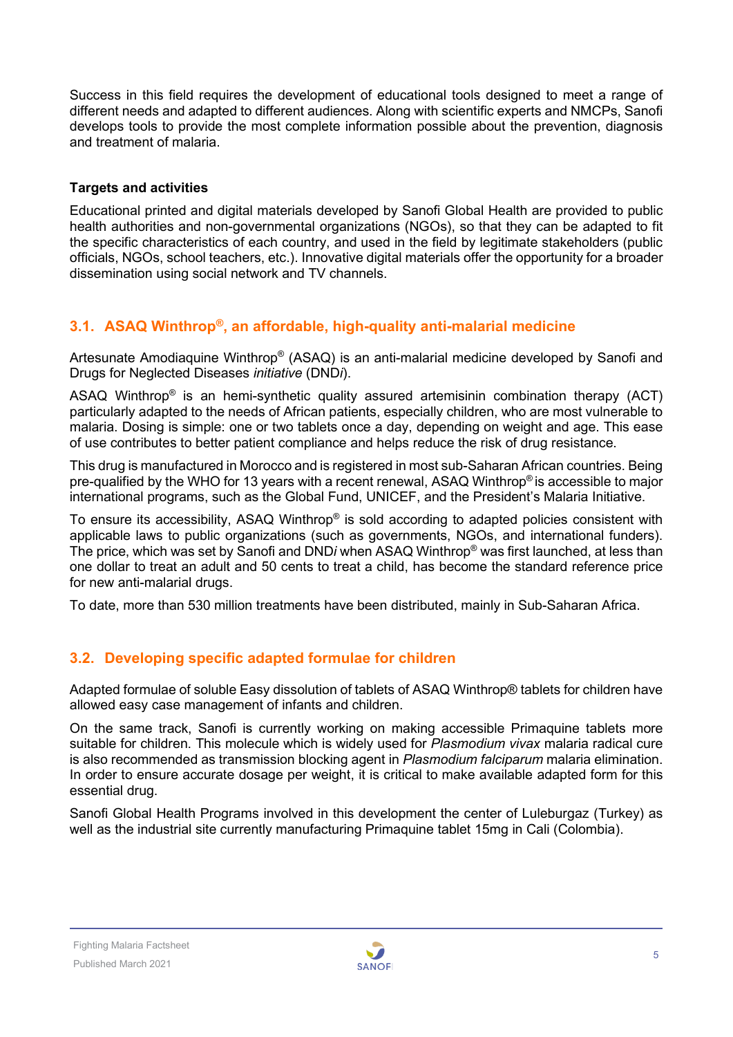Success in this field requires the development of educational tools designed to meet a range of different needs and adapted to different audiences. Along with scientific experts and NMCPs, Sanofi develops tools to provide the most complete information possible about the prevention, diagnosis and treatment of malaria.

**Targets and activities**

Educational printed and digital materials developed by Sanofi Global Health are provided to public health authorities and non-governmental organizations (NGOs), so that they can be adapted to fit the specific characteristics of each country, and used in the field by legitimate stakeholders (public officials, NGOs, school teachers, etc.). Innovative digital materials offer the opportunity for a broader dissemination using social network and TV channels.

## 3.1. ASAQ Winthrop®, an affordable, high-quality anti-malarial medicine

Artesunate Amodiaquine Winthrop® (ASAQ) is an anti-malarial medicine developed by Sanofi and Drugs for Neglected Diseases *initiative* (DND*i*).

ASAQ Winthrop® is an hemi-synthetic quality assured artemisinin combination therapy (ACT) particularly adapted to the needs of African patients, especially children, who are most vulnerable to malaria. Dosing is simple: one or two tablets once a day, depending on weight and age. This ease of use contributes to better patient compliance and helps reduce the risk of drug resistance.

This drug is manufactured in Morocco and is registered in most sub-Saharan African countries. Being pre-qualified by the WHO for 13 years with a recent renewal, ASAQ Winthrop® is accessible to major international programs, such as the Global Fund, UNICEF, and the President's Malaria Initiative.

To ensure its accessibility, ASAQ Winthrop® is sold according to adapted policies consistent with applicable laws to public organizations (such as governments, NGOs, and international funders). The price, which was set by Sanofi and DND*i* when ASAQ Winthrop® was first launched, at less than one dollar to treat an adult and 50 cents to treat a child, has become the standard reference price for new anti-malarial drugs.

To date, more than 530 million treatments have been distributed, mainly in Sub-Saharan Africa.

## 3.2. Developing specific adapted formulae for children

Adapted formulae of soluble Easy dissolution of tablets of ASAQ Winthrop® tablets for children have allowed easy case management of infants and children.

On the same track, Sanofi is currently working on making accessible Primaquine tablets more suitable for children. This molecule which is widely used for *Plasmodium vivax* malaria radical cure is also recommended as transmission blocking agent in *Plasmodium falciparum* malaria elimination. In order to ensure accurate dosage per weight, it is critical to make available adapted form for this essential drug.

Sanofi Global Health Programs involved in this development the center of Luleburgaz (Turkey) as well as the industrial site currently manufacturing Primaquine tablet 15mg in Cali (Colombia).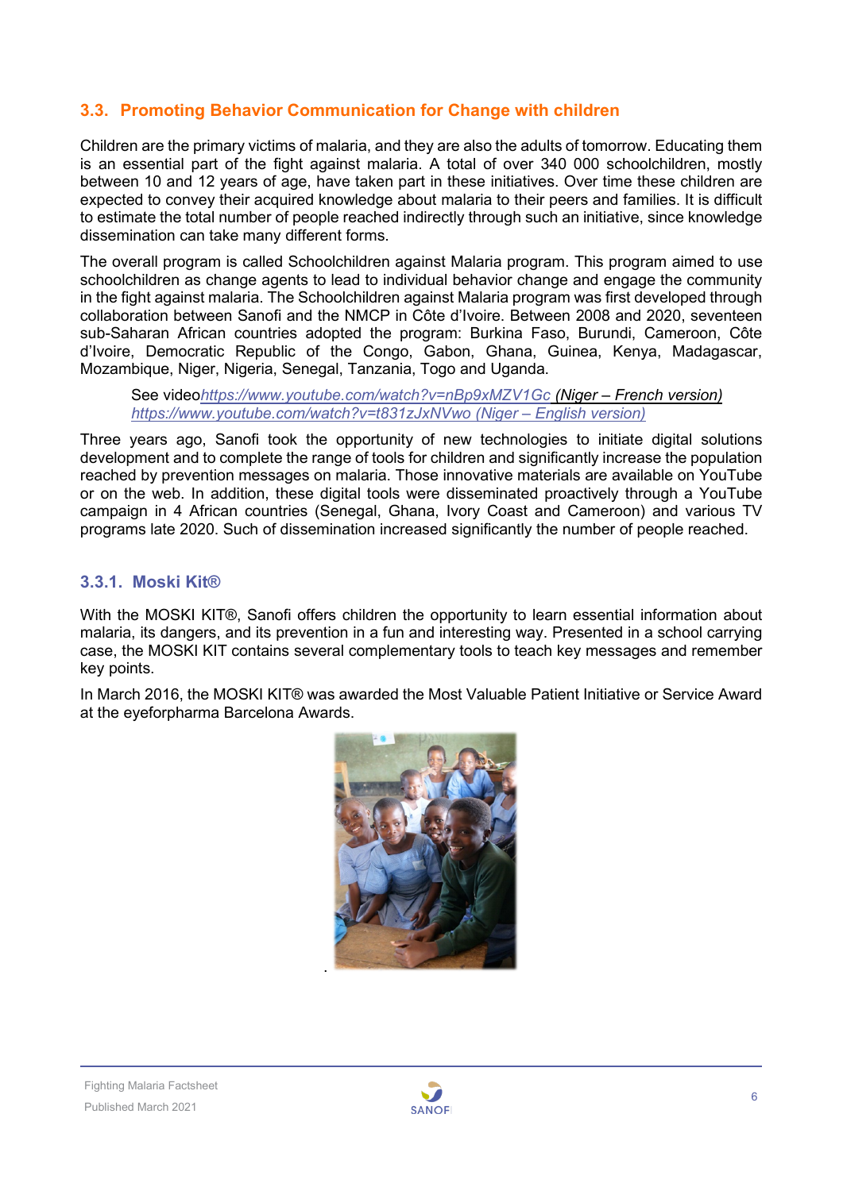## 3.3. Promoting Behavior Communication for Change with children

Children are the primary victims of malaria, and they are also the adults of tomorrow. Educating them is an essential part of the fight against malaria. A total of over 340 000 schoolchildren, mostly between 10 and 12 years of age, have taken part in these initiatives. Over time these children are expected to convey their acquired knowledge about malaria to their peers and families. It is difficult to estimate the total number of people reached indirectly through such an initiative, since knowledge dissemination can take many different forms.

The overall program is called Schoolchildren against Malaria program. This program aimed to use schoolchildren as change agents to lead to individual behavior change and engage the community in the fight against malaria. The Schoolchildren against Malaria program was first developed through collaboration between Sanofi and the NMCP in Côte d'Ivoire. Between 2008 and 2020, seventeen sub-Saharan African countries adopted the program: Burkina Faso, Burundi, Cameroon, Côte d'Ivoire, Democratic Republic of the Congo, Gabon, Ghana, Guinea, Kenya, Madagascar, Mozambique, Niger, Nigeria, Senegal, Tanzania, Togo and Uganda.

> See video*https://www.youtube.com/watch?v=nBp9xMZV1Gc (Niger – French version)*
> *https://www.youtube.com/watch?v=t831zJxNVwo (Niger – English version)*

Three years ago, Sanofi took the opportunity of new technologies to initiate digital solutions development and to complete the range of tools for children and significantly increase the population reached by prevention messages on malaria. Those innovative materials are available on YouTube or on the web. In addition, these digital tools were disseminated proactively through a YouTube campaign in 4 African countries (Senegal, Ghana, Ivory Coast and Cameroon) and various TV programs late 2020. Such of dissemination increased significantly the number of people reached.

### 3.3.1. Moski Kit®

With the MOSKI KIT®, Sanofi offers children the opportunity to learn essential information about malaria, its dangers, and its prevention in a fun and interesting way. Presented in a school carrying case, the MOSKI KIT contains several complementary tools to teach key messages and remember key points.

In March 2016, the MOSKI KIT® was awarded the Most Valuable Patient Initiative or Service Award at the eyeforpharma Barcelona Awards.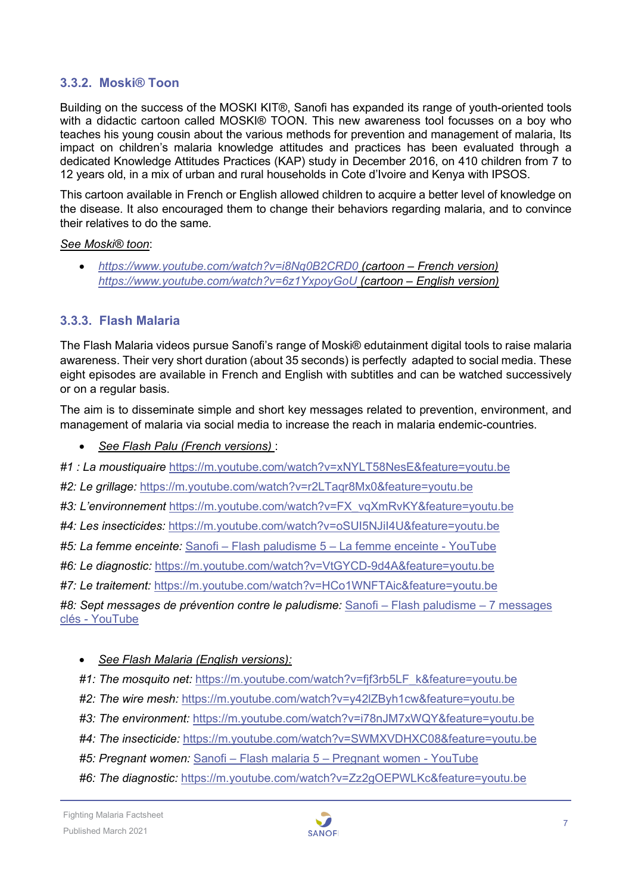### 3.3.2. Moski® Toon

Building on the success of the MOSKI KIT®, Sanofi has expanded its range of youth-oriented tools with a didactic cartoon called MOSKI® TOON. This new awareness tool focusses on a boy who teaches his young cousin about the various methods for prevention and management of malaria, Its impact on children's malaria knowledge attitudes and practices has been evaluated through a dedicated Knowledge Attitudes Practices (KAP) study in December 2016, on 410 children from 7 to 12 years old, in a mix of urban and rural households in Cote d'Ivoire and Kenya with IPSOS.

This cartoon available in French or English allowed children to acquire a better level of knowledge on the disease. It also encouraged them to change their behaviors regarding malaria, and to convince their relatives to do the same.

*See Moski® toon*:

- *https://www.youtube.com/watch?v=i8Nq0B2CRD0 (cartoon – French version)*
  *https://www.youtube.com/watch?v=6z1YxpoyGoU (cartoon – English version)*

### 3.3.3. Flash Malaria

The Flash Malaria videos pursue Sanofi's range of Moski® edutainment digital tools to raise malaria awareness. Their very short duration (about 35 seconds) is perfectly adapted to social media. These eight episodes are available in French and English with subtitles and can be watched successively or on a regular basis.

The aim is to disseminate simple and short key messages related to prevention, environment, and management of malaria via social media to increase the reach in malaria endemic-countries.

- *See Flash Palu (French versions)* :

*#1 : La moustiquaire* https://m.youtube.com/watch?v=xNYLT58NesE&feature=youtu.be

*#2: Le grillage:* https://m.youtube.com/watch?v=r2LTaqr8Mx0&feature=youtu.be

*#3: L'environnement* https://m.youtube.com/watch?v=FX_vqXmRvKY&feature=youtu.be

*#4: Les insecticides:* https://m.youtube.com/watch?v=oSUI5NJiI4U&feature=youtu.be

*#5: La femme enceinte:* Sanofi – Flash paludisme 5 – La femme enceinte - YouTube

*#6: Le diagnostic:* https://m.youtube.com/watch?v=VtGYCD-9d4A&feature=youtu.be

*#7: Le traitement:* https://m.youtube.com/watch?v=HCo1WNFTAic&feature=youtu.be

*#8: Sept messages de prévention contre le paludisme:* Sanofi – Flash paludisme – 7 messages clés - YouTube

- *See Flash Malaria (English versions):*

  *#1: The mosquito net:* https://m.youtube.com/watch?v=fjf3rb5LF_k&feature=youtu.be

  *#2: The wire mesh:* https://m.youtube.com/watch?v=y42lZByh1cw&feature=youtu.be

  *#3: The environment:* https://m.youtube.com/watch?v=i78nJM7xWQY&feature=youtu.be

  *#4: The insecticide:* https://m.youtube.com/watch?v=SWMXVDHXC08&feature=youtu.be

  *#5: Pregnant women:* Sanofi – Flash malaria 5 – Pregnant women - YouTube

  *#6: The diagnostic:* https://m.youtube.com/watch?v=Zz2gOEPWLKc&feature=youtu.be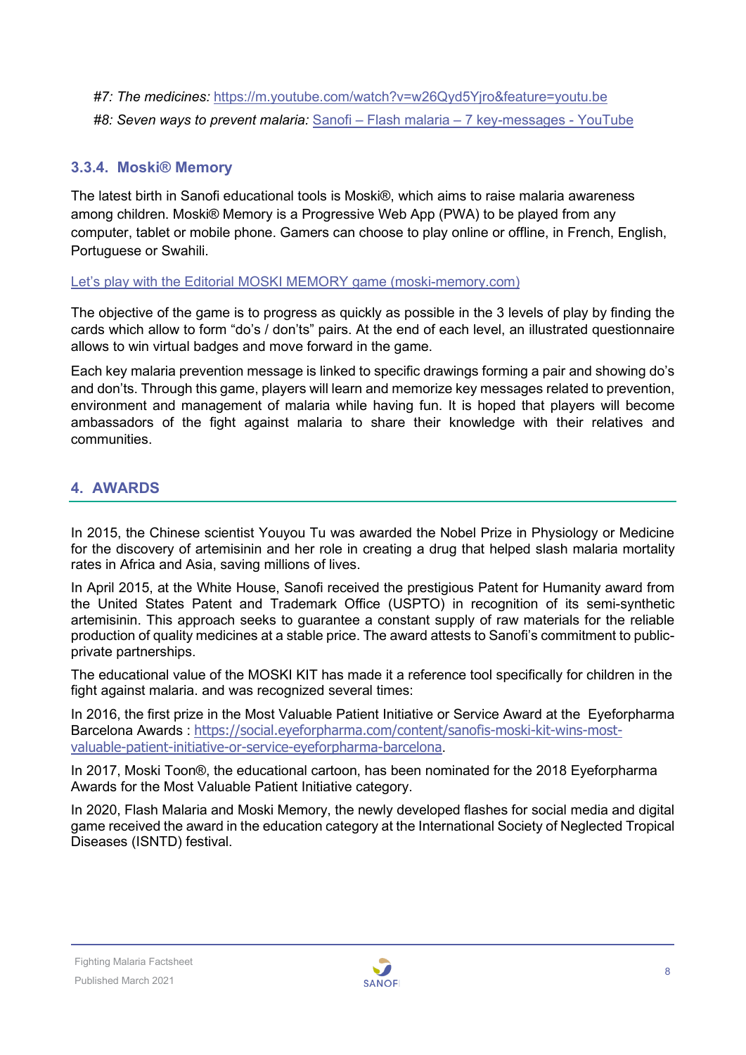*#7: The medicines:* [https://m.youtube.com/watch?v=w26Qyd5Yjro&feature=youtu.be](https://m.youtube.com/watch?v=w26Qyd5Yjro&feature=youtu.be)

*#8: Seven ways to prevent malaria:* Sanofi – Flash malaria – 7 key-messages - YouTube

### 3.3.4. Moski® Memory

The latest birth in Sanofi educational tools is Moski®, which aims to raise malaria awareness among children. Moski® Memory is a Progressive Web App (PWA) to be played from any computer, tablet or mobile phone. Gamers can choose to play online or offline, in French, English, Portuguese or Swahili.

Let's play with the Editorial MOSKI MEMORY game (moski-memory.com)

The objective of the game is to progress as quickly as possible in the 3 levels of play by finding the cards which allow to form "do's / don'ts" pairs. At the end of each level, an illustrated questionnaire allows to win virtual badges and move forward in the game.

Each key malaria prevention message is linked to specific drawings forming a pair and showing do's and don'ts. Through this game, players will learn and memorize key messages related to prevention, environment and management of malaria while having fun. It is hoped that players will become ambassadors of the fight against malaria to share their knowledge with their relatives and communities.

## 4. AWARDS

In 2015, the Chinese scientist Youyou Tu was awarded the Nobel Prize in Physiology or Medicine for the discovery of artemisinin and her role in creating a drug that helped slash malaria mortality rates in Africa and Asia, saving millions of lives.

In April 2015, at the White House, Sanofi received the prestigious Patent for Humanity award from the United States Patent and Trademark Office (USPTO) in recognition of its semi-synthetic artemisinin. This approach seeks to guarantee a constant supply of raw materials for the reliable production of quality medicines at a stable price. The award attests to Sanofi's commitment to public-private partnerships.

The educational value of the MOSKI KIT has made it a reference tool specifically for children in the fight against malaria. and was recognized several times:

In 2016, the first prize in the Most Valuable Patient Initiative or Service Award at the Eyeforpharma Barcelona Awards : [https://social.eyeforpharma.com/content/sanofis-moski-kit-wins-most-valuable-patient-initiative-or-service-eyeforpharma-barcelona](https://social.eyeforpharma.com/content/sanofis-moski-kit-wins-most-valuable-patient-initiative-or-service-eyeforpharma-barcelona).

In 2017, Moski Toon®, the educational cartoon, has been nominated for the 2018 Eyeforpharma Awards for the Most Valuable Patient Initiative category.

In 2020, Flash Malaria and Moski Memory, the newly developed flashes for social media and digital game received the award in the education category at the International Society of Neglected Tropical Diseases (ISNTD) festival.